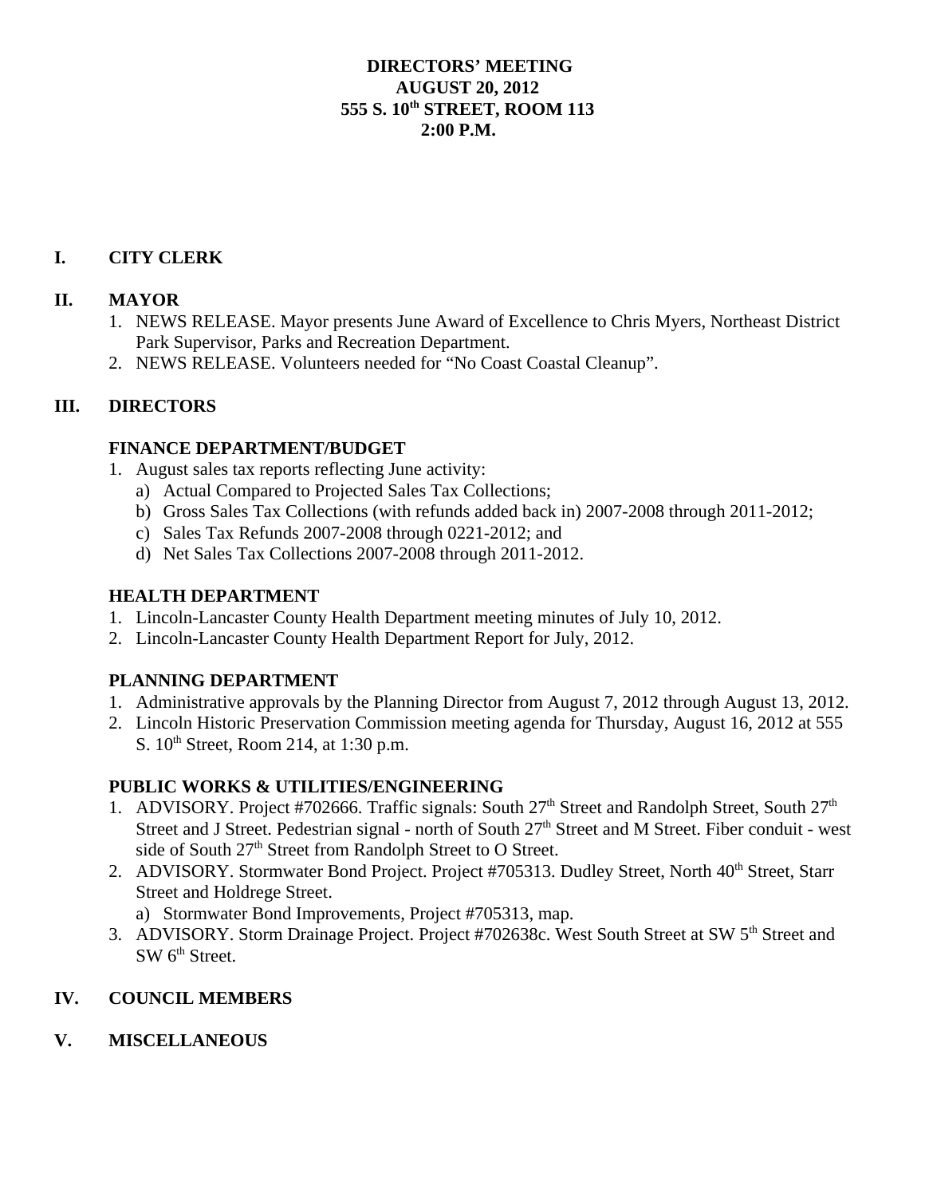# DIRECTORS' MEETING
# AUGUST 20, 2012
# 555 S. 10th STREET, ROOM 113
# 2:00 P.M.

## I. CITY CLERK

## II. MAYOR

1. NEWS RELEASE. Mayor presents June Award of Excellence to Chris Myers, Northeast District Park Supervisor, Parks and Recreation Department.
2. NEWS RELEASE. Volunteers needed for "No Coast Coastal Cleanup".

## III. DIRECTORS

### FINANCE DEPARTMENT/BUDGET

1. August sales tax reports reflecting June activity:
   a) Actual Compared to Projected Sales Tax Collections;
   b) Gross Sales Tax Collections (with refunds added back in) 2007-2008 through 2011-2012;
   c) Sales Tax Refunds 2007-2008 through 0221-2012; and
   d) Net Sales Tax Collections 2007-2008 through 2011-2012.

### HEALTH DEPARTMENT

1. Lincoln-Lancaster County Health Department meeting minutes of July 10, 2012.
2. Lincoln-Lancaster County Health Department Report for July, 2012.

### PLANNING DEPARTMENT

1. Administrative approvals by the Planning Director from August 7, 2012 through August 13, 2012.
2. Lincoln Historic Preservation Commission meeting agenda for Thursday, August 16, 2012 at 555 S. 10th Street, Room 214, at 1:30 p.m.

### PUBLIC WORKS & UTILITIES/ENGINEERING

1. ADVISORY. Project #702666. Traffic signals: South 27th Street and Randolph Street, South 27th Street and J Street. Pedestrian signal - north of South 27th Street and M Street. Fiber conduit - west side of South 27th Street from Randolph Street to O Street.
2. ADVISORY. Stormwater Bond Project. Project #705313. Dudley Street, North 40th Street, Starr Street and Holdrege Street.
   a) Stormwater Bond Improvements, Project #705313, map.
3. ADVISORY. Storm Drainage Project. Project #702638c. West South Street at SW 5th Street and SW 6th Street.

## IV. COUNCIL MEMBERS

## V. MISCELLANEOUS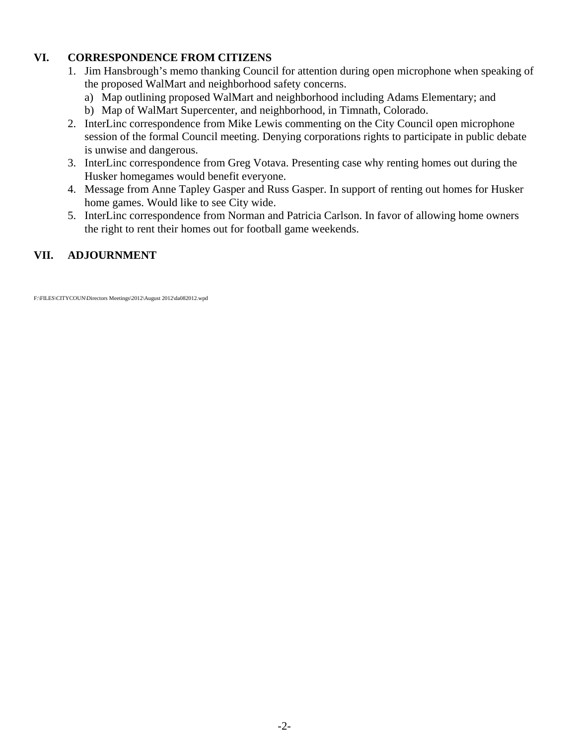## VI. CORRESPONDENCE FROM CITIZENS

1. Jim Hansbrough's memo thanking Council for attention during open microphone when speaking of the proposed WalMart and neighborhood safety concerns.
   a) Map outlining proposed WalMart and neighborhood including Adams Elementary; and
   b) Map of WalMart Supercenter, and neighborhood, in Timnath, Colorado.
2. InterLinc correspondence from Mike Lewis commenting on the City Council open microphone session of the formal Council meeting. Denying corporations rights to participate in public debate is unwise and dangerous.
3. InterLinc correspondence from Greg Votava. Presenting case why renting homes out during the Husker homegames would benefit everyone.
4. Message from Anne Tapley Gasper and Russ Gasper. In support of renting out homes for Husker home games. Would like to see City wide.
5. InterLinc correspondence from Norman and Patricia Carlson. In favor of allowing home owners the right to rent their homes out for football game weekends.

## VII. ADJOURNMENT

F:\FILES\CITYCOUN\Directors Meetings\2012\August 2012\da082012.wpd